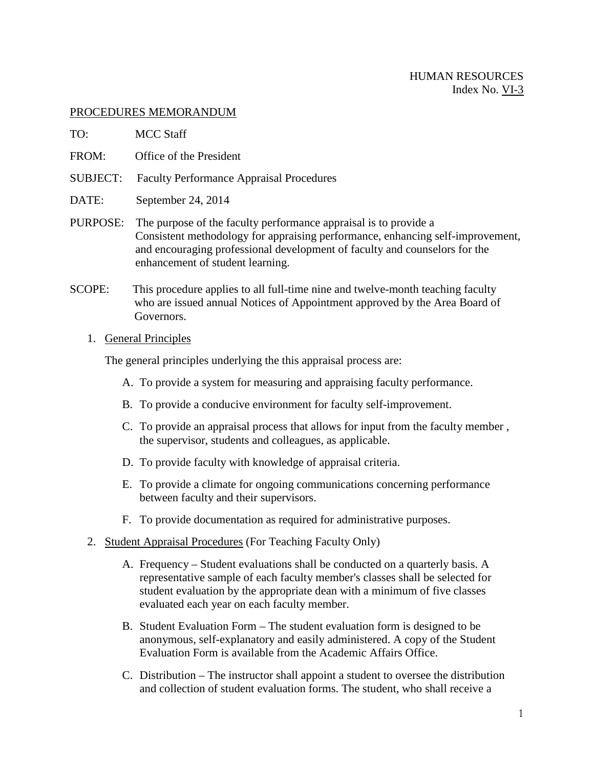HUMAN RESOURCES
Index No. VI-3

PROCEDURES MEMORANDUM

TO: MCC Staff

FROM: Office of the President

SUBJECT: Faculty Performance Appraisal Procedures

DATE: September 24, 2014

PURPOSE: The purpose of the faculty performance appraisal is to provide a Consistent methodology for appraising performance, enhancing self-improvement, and encouraging professional development of faculty and counselors for the enhancement of student learning.

SCOPE: This procedure applies to all full-time nine and twelve-month teaching faculty who are issued annual Notices of Appointment approved by the Area Board of Governors.

1. General Principles

   The general principles underlying the this appraisal process are:

   A. To provide a system for measuring and appraising faculty performance.

   B. To provide a conducive environment for faculty self-improvement.

   C. To provide an appraisal process that allows for input from the faculty member , the supervisor, students and colleagues, as applicable.

   D. To provide faculty with knowledge of appraisal criteria.

   E. To provide a climate for ongoing communications concerning performance between faculty and their supervisors.

   F. To provide documentation as required for administrative purposes.

2. Student Appraisal Procedures (For Teaching Faculty Only)

   A. Frequency – Student evaluations shall be conducted on a quarterly basis. A representative sample of each faculty member's classes shall be selected for student evaluation by the appropriate dean with a minimum of five classes evaluated each year on each faculty member.

   B. Student Evaluation Form – The student evaluation form is designed to be anonymous, self-explanatory and easily administered. A copy of the Student Evaluation Form is available from the Academic Affairs Office.

   C. Distribution – The instructor shall appoint a student to oversee the distribution and collection of student evaluation forms. The student, who shall receive a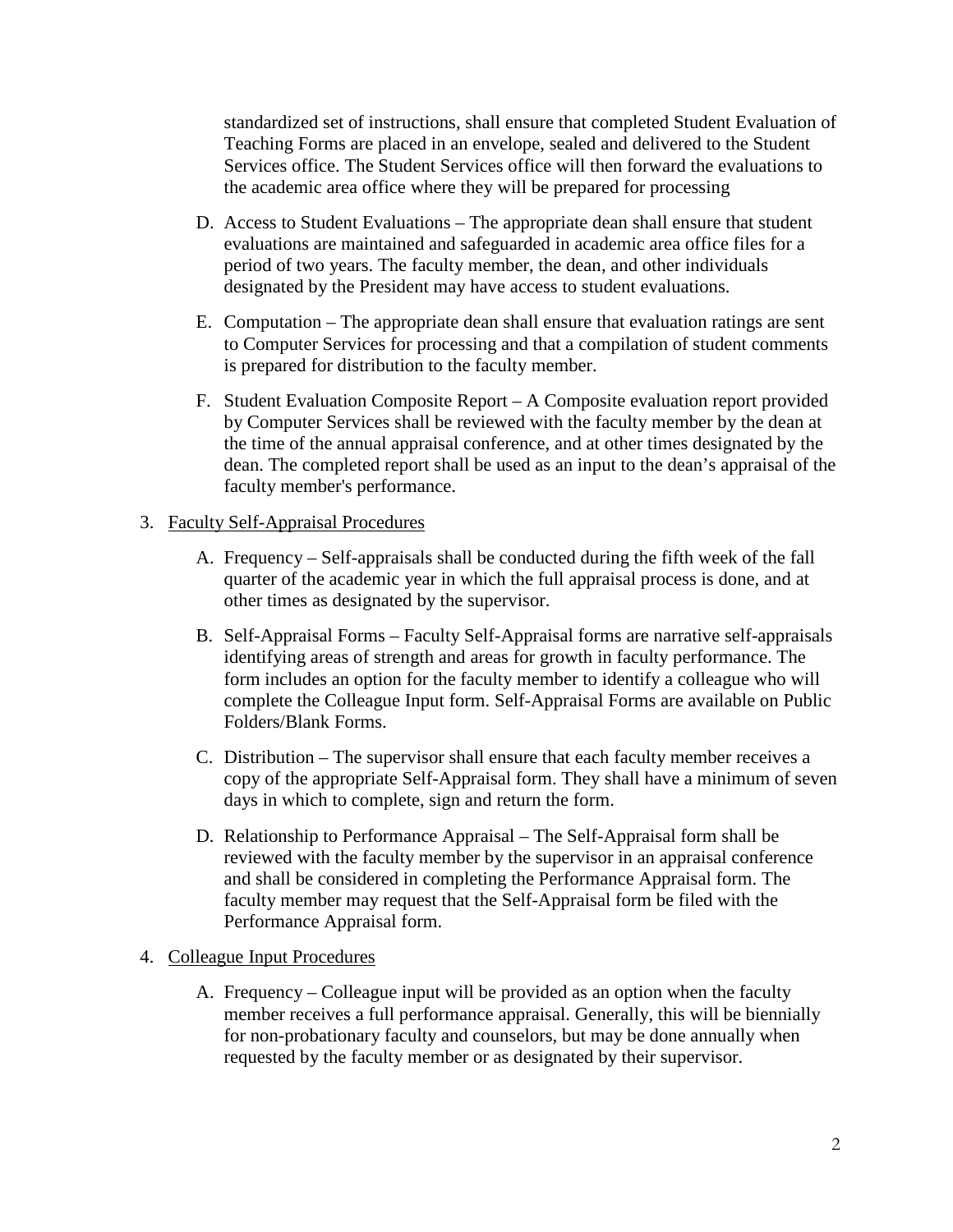standardized set of instructions, shall ensure that completed Student Evaluation of Teaching Forms are placed in an envelope, sealed and delivered to the Student Services office. The Student Services office will then forward the evaluations to the academic area office where they will be prepared for processing

D. Access to Student Evaluations – The appropriate dean shall ensure that student evaluations are maintained and safeguarded in academic area office files for a period of two years. The faculty member, the dean, and other individuals designated by the President may have access to student evaluations.

E. Computation – The appropriate dean shall ensure that evaluation ratings are sent to Computer Services for processing and that a compilation of student comments is prepared for distribution to the faculty member.

F. Student Evaluation Composite Report – A Composite evaluation report provided by Computer Services shall be reviewed with the faculty member by the dean at the time of the annual appraisal conference, and at other times designated by the dean. The completed report shall be used as an input to the dean's appraisal of the faculty member's performance.

3. Faculty Self-Appraisal Procedures

A. Frequency – Self-appraisals shall be conducted during the fifth week of the fall quarter of the academic year in which the full appraisal process is done, and at other times as designated by the supervisor.

B. Self-Appraisal Forms – Faculty Self-Appraisal forms are narrative self-appraisals identifying areas of strength and areas for growth in faculty performance. The form includes an option for the faculty member to identify a colleague who will complete the Colleague Input form. Self-Appraisal Forms are available on Public Folders/Blank Forms.

C. Distribution – The supervisor shall ensure that each faculty member receives a copy of the appropriate Self-Appraisal form. They shall have a minimum of seven days in which to complete, sign and return the form.

D. Relationship to Performance Appraisal – The Self-Appraisal form shall be reviewed with the faculty member by the supervisor in an appraisal conference and shall be considered in completing the Performance Appraisal form. The faculty member may request that the Self-Appraisal form be filed with the Performance Appraisal form.

4. Colleague Input Procedures

A. Frequency – Colleague input will be provided as an option when the faculty member receives a full performance appraisal. Generally, this will be biennially for non-probationary faculty and counselors, but may be done annually when requested by the faculty member or as designated by their supervisor.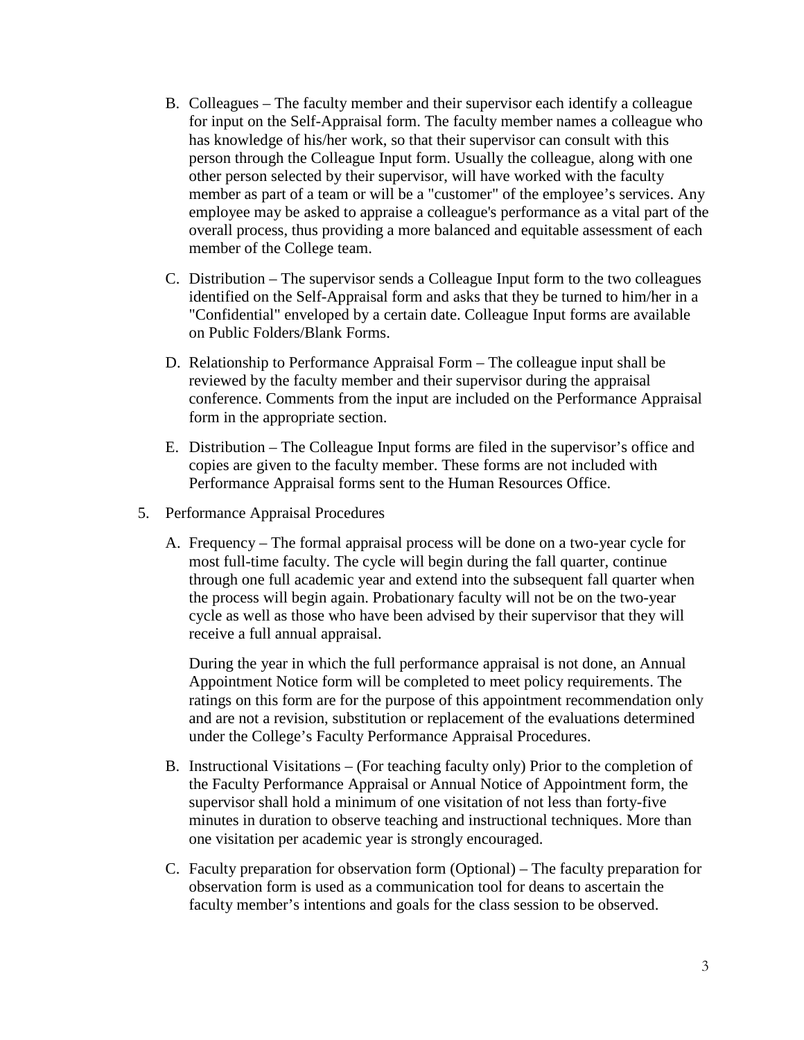B. Colleagues – The faculty member and their supervisor each identify a colleague for input on the Self-Appraisal form. The faculty member names a colleague who has knowledge of his/her work, so that their supervisor can consult with this person through the Colleague Input form. Usually the colleague, along with one other person selected by their supervisor, will have worked with the faculty member as part of a team or will be a "customer" of the employee's services. Any employee may be asked to appraise a colleague's performance as a vital part of the overall process, thus providing a more balanced and equitable assessment of each member of the College team.

C. Distribution – The supervisor sends a Colleague Input form to the two colleagues identified on the Self-Appraisal form and asks that they be turned to him/her in a "Confidential" enveloped by a certain date. Colleague Input forms are available on Public Folders/Blank Forms.

D. Relationship to Performance Appraisal Form – The colleague input shall be reviewed by the faculty member and their supervisor during the appraisal conference. Comments from the input are included on the Performance Appraisal form in the appropriate section.

E. Distribution – The Colleague Input forms are filed in the supervisor's office and copies are given to the faculty member. These forms are not included with Performance Appraisal forms sent to the Human Resources Office.

5. Performance Appraisal Procedures

   A. Frequency – The formal appraisal process will be done on a two-year cycle for most full-time faculty. The cycle will begin during the fall quarter, continue through one full academic year and extend into the subsequent fall quarter when the process will begin again. Probationary faculty will not be on the two-year cycle as well as those who have been advised by their supervisor that they will receive a full annual appraisal.

      During the year in which the full performance appraisal is not done, an Annual Appointment Notice form will be completed to meet policy requirements. The ratings on this form are for the purpose of this appointment recommendation only and are not a revision, substitution or replacement of the evaluations determined under the College's Faculty Performance Appraisal Procedures.

   B. Instructional Visitations – (For teaching faculty only) Prior to the completion of the Faculty Performance Appraisal or Annual Notice of Appointment form, the supervisor shall hold a minimum of one visitation of not less than forty-five minutes in duration to observe teaching and instructional techniques. More than one visitation per academic year is strongly encouraged.

   C. Faculty preparation for observation form (Optional) – The faculty preparation for observation form is used as a communication tool for deans to ascertain the faculty member's intentions and goals for the class session to be observed.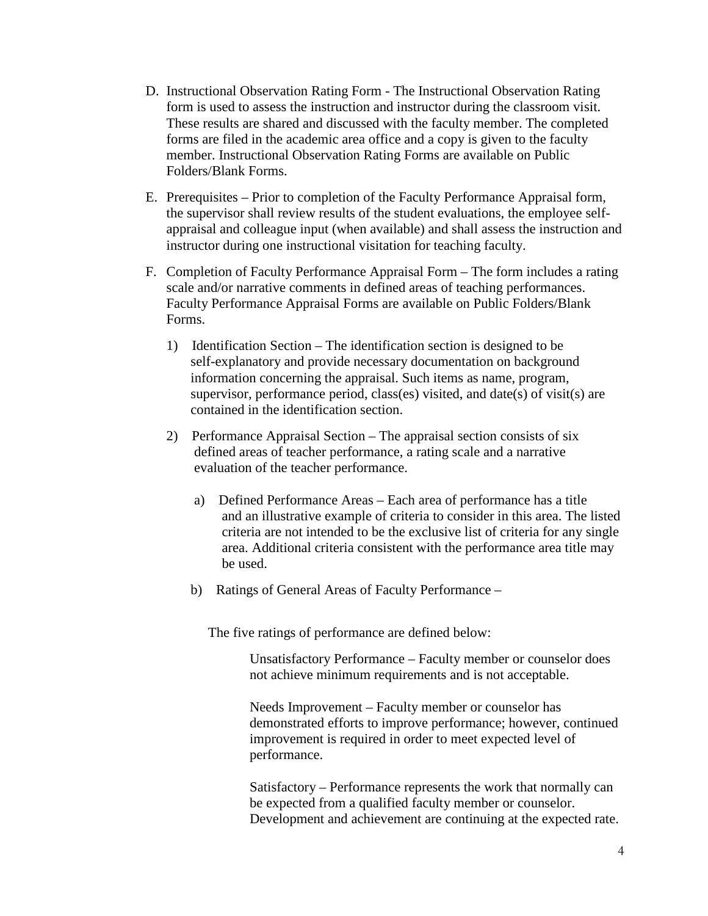D. Instructional Observation Rating Form - The Instructional Observation Rating form is used to assess the instruction and instructor during the classroom visit. These results are shared and discussed with the faculty member. The completed forms are filed in the academic area office and a copy is given to the faculty member. Instructional Observation Rating Forms are available on Public Folders/Blank Forms.

E. Prerequisites – Prior to completion of the Faculty Performance Appraisal form, the supervisor shall review results of the student evaluations, the employee self-appraisal and colleague input (when available) and shall assess the instruction and instructor during one instructional visitation for teaching faculty.

F. Completion of Faculty Performance Appraisal Form – The form includes a rating scale and/or narrative comments in defined areas of teaching performances. Faculty Performance Appraisal Forms are available on Public Folders/Blank Forms.

   1) Identification Section – The identification section is designed to be self-explanatory and provide necessary documentation on background information concerning the appraisal. Such items as name, program, supervisor, performance period, class(es) visited, and date(s) of visit(s) are contained in the identification section.

   2) Performance Appraisal Section – The appraisal section consists of six defined areas of teacher performance, a rating scale and a narrative evaluation of the teacher performance.

      a) Defined Performance Areas – Each area of performance has a title and an illustrative example of criteria to consider in this area. The listed criteria are not intended to be the exclusive list of criteria for any single area. Additional criteria consistent with the performance area title may be used.

      b) Ratings of General Areas of Faculty Performance –

      The five ratings of performance are defined below:

      Unsatisfactory Performance – Faculty member or counselor does not achieve minimum requirements and is not acceptable.

      Needs Improvement – Faculty member or counselor has demonstrated efforts to improve performance; however, continued improvement is required in order to meet expected level of performance.

      Satisfactory – Performance represents the work that normally can be expected from a qualified faculty member or counselor. Development and achievement are continuing at the expected rate.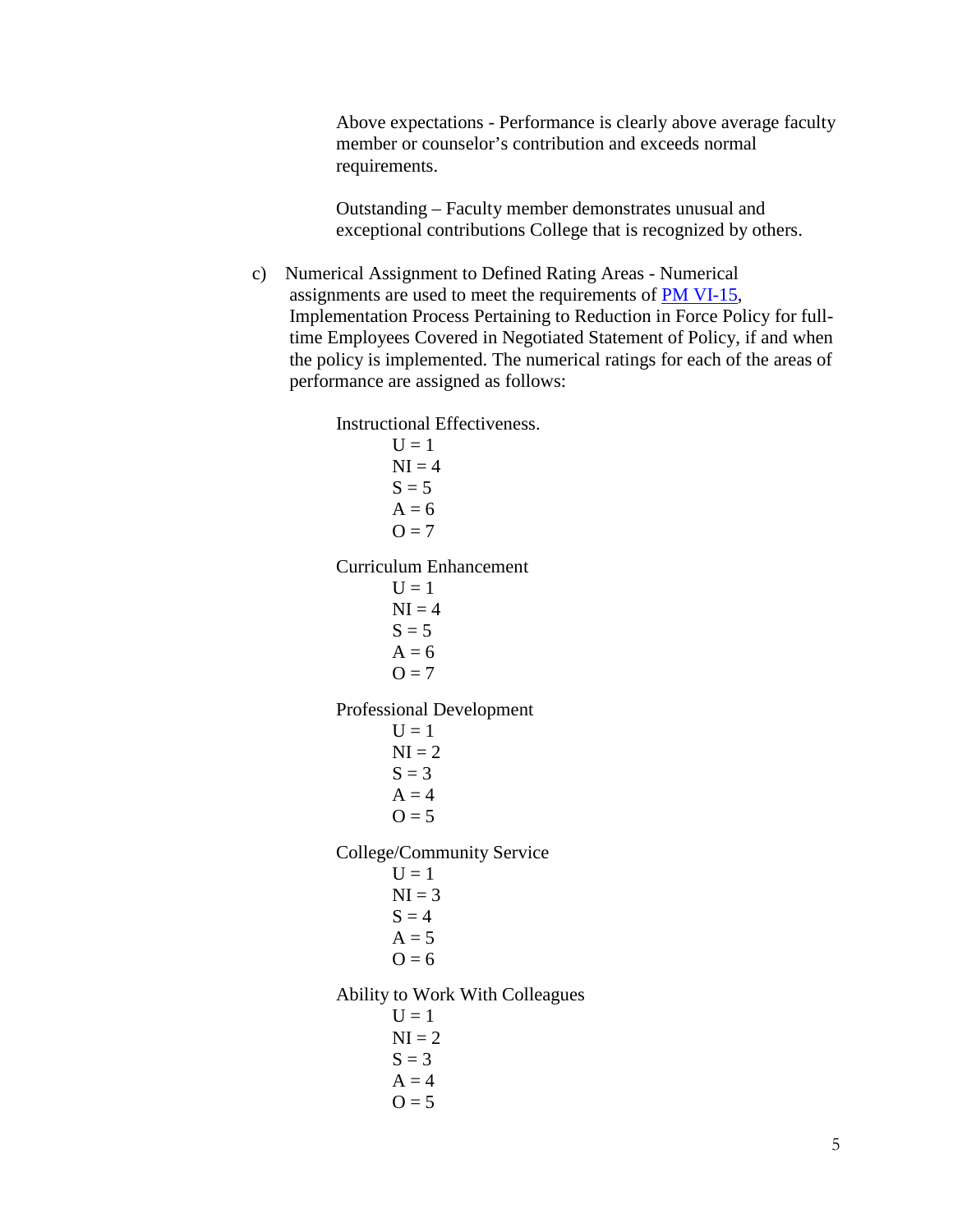Above expectations - Performance is clearly above average faculty member or counselor's contribution and exceeds normal requirements.

Outstanding – Faculty member demonstrates unusual and exceptional contributions College that is recognized by others.

c) Numerical Assignment to Defined Rating Areas - Numerical assignments are used to meet the requirements of [PM VI-15](PM VI-15), Implementation Process Pertaining to Reduction in Force Policy for full-time Employees Covered in Negotiated Statement of Policy, if and when the policy is implemented. The numerical ratings for each of the areas of performance are assigned as follows:

Instructional Effectiveness.

U = 1
NI = 4
S = 5
A = 6
O = 7

Curriculum Enhancement

U = 1
NI = 4
S = 5
A = 6
O = 7

Professional Development

U = 1
NI = 2
S = 3
A = 4
O = 5

College/Community Service

U = 1
NI = 3
S = 4
A = 5
O = 6

Ability to Work With Colleagues

U = 1
NI = 2
S = 3
A = 4
O = 5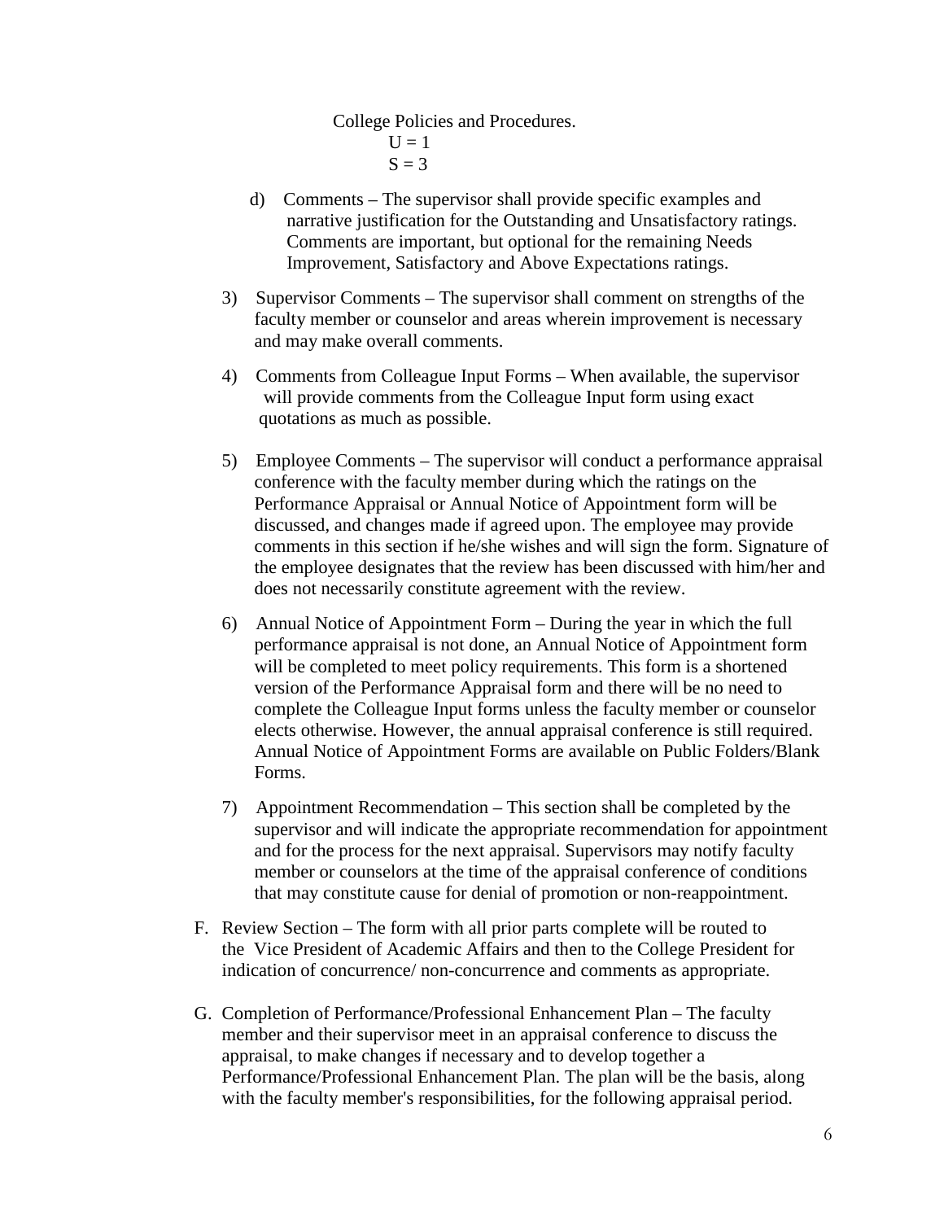College Policies and Procedures.

U = 1

S = 3

d) Comments – The supervisor shall provide specific examples and narrative justification for the Outstanding and Unsatisfactory ratings. Comments are important, but optional for the remaining Needs Improvement, Satisfactory and Above Expectations ratings.

3) Supervisor Comments – The supervisor shall comment on strengths of the faculty member or counselor and areas wherein improvement is necessary and may make overall comments.

4) Comments from Colleague Input Forms – When available, the supervisor will provide comments from the Colleague Input form using exact quotations as much as possible.

5) Employee Comments – The supervisor will conduct a performance appraisal conference with the faculty member during which the ratings on the Performance Appraisal or Annual Notice of Appointment form will be discussed, and changes made if agreed upon. The employee may provide comments in this section if he/she wishes and will sign the form. Signature of the employee designates that the review has been discussed with him/her and does not necessarily constitute agreement with the review.

6) Annual Notice of Appointment Form – During the year in which the full performance appraisal is not done, an Annual Notice of Appointment form will be completed to meet policy requirements. This form is a shortened version of the Performance Appraisal form and there will be no need to complete the Colleague Input forms unless the faculty member or counselor elects otherwise. However, the annual appraisal conference is still required. Annual Notice of Appointment Forms are available on Public Folders/Blank Forms.

7) Appointment Recommendation – This section shall be completed by the supervisor and will indicate the appropriate recommendation for appointment and for the process for the next appraisal. Supervisors may notify faculty member or counselors at the time of the appraisal conference of conditions that may constitute cause for denial of promotion or non-reappointment.

F. Review Section – The form with all prior parts complete will be routed to the Vice President of Academic Affairs and then to the College President for indication of concurrence/ non-concurrence and comments as appropriate.

G. Completion of Performance/Professional Enhancement Plan – The faculty member and their supervisor meet in an appraisal conference to discuss the appraisal, to make changes if necessary and to develop together a Performance/Professional Enhancement Plan. The plan will be the basis, along with the faculty member's responsibilities, for the following appraisal period.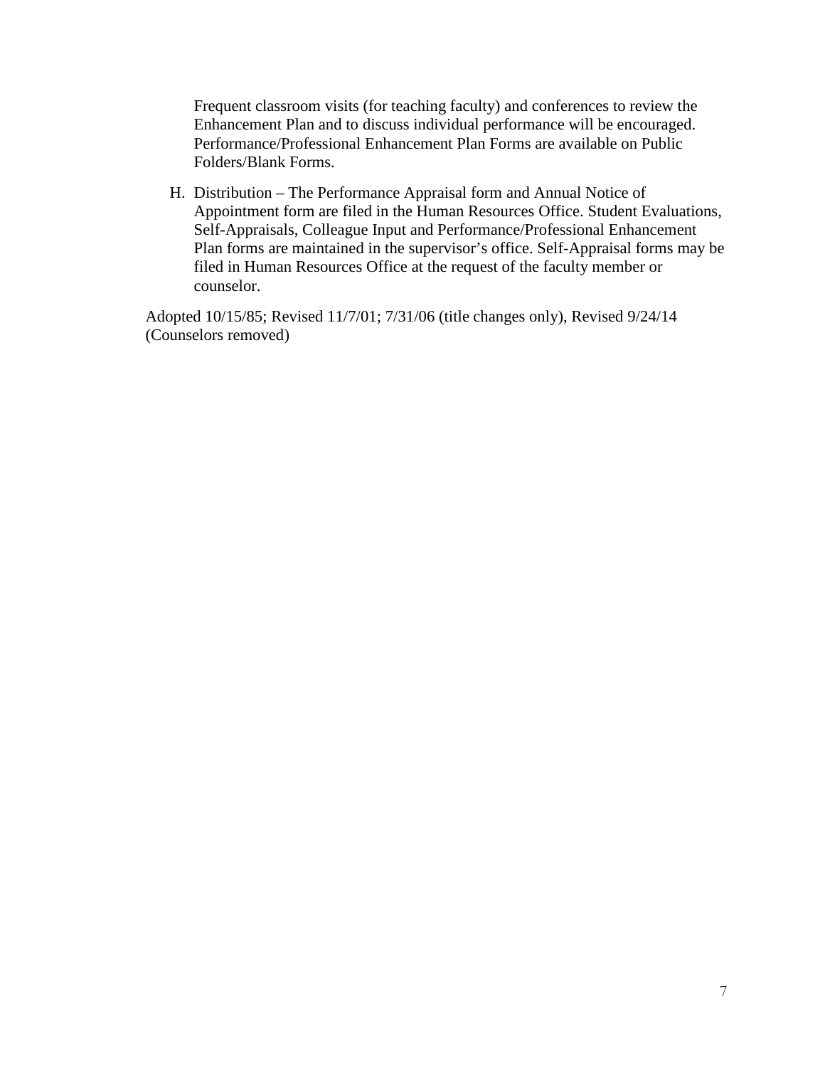Frequent classroom visits (for teaching faculty) and conferences to review the Enhancement Plan and to discuss individual performance will be encouraged. Performance/Professional Enhancement Plan Forms are available on Public Folders/Blank Forms.

H. Distribution – The Performance Appraisal form and Annual Notice of Appointment form are filed in the Human Resources Office. Student Evaluations, Self-Appraisals, Colleague Input and Performance/Professional Enhancement Plan forms are maintained in the supervisor's office. Self-Appraisal forms may be filed in Human Resources Office at the request of the faculty member or counselor.

Adopted 10/15/85; Revised 11/7/01; 7/31/06 (title changes only), Revised 9/24/14 (Counselors removed)